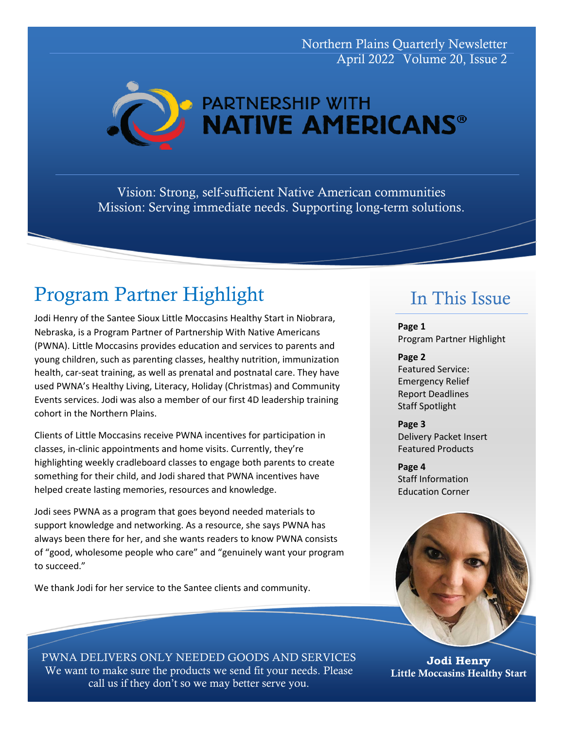Northern Plains Quarterly Newsletter
April 2022 Volume 20, Issue 2

# PARTNERSHIP WITH NATIVE AMERICANS®

Vision: Strong, self-sufficient Native American communities
Mission: Serving immediate needs. Supporting long-term solutions.

## Program Partner Highlight

Jodi Henry of the Santee Sioux Little Moccasins Healthy Start in Niobrara, Nebraska, is a Program Partner of Partnership With Native Americans (PWNA). Little Moccasins provides education and services to parents and young children, such as parenting classes, healthy nutrition, immunization health, car-seat training, as well as prenatal and postnatal care. They have used PWNA's Healthy Living, Literacy, Holiday (Christmas) and Community Events services. Jodi was also a member of our first 4D leadership training cohort in the Northern Plains.

Clients of Little Moccasins receive PWNA incentives for participation in classes, in-clinic appointments and home visits. Currently, they're highlighting weekly cradleboard classes to engage both parents to create something for their child, and Jodi shared that PWNA incentives have helped create lasting memories, resources and knowledge.

Jodi sees PWNA as a program that goes beyond needed materials to support knowledge and networking. As a resource, she says PWNA has always been there for her, and she wants readers to know PWNA consists of "good, wholesome people who care" and "genuinely want your program to succeed."

We thank Jodi for her service to the Santee clients and community.

## In This Issue

**Page 1**
Program Partner Highlight

**Page 2**
Featured Service: Emergency Relief
Report Deadlines
Staff Spotlight

**Page 3**
Delivery Packet Insert
Featured Products

**Page 4**
Staff Information
Education Corner

**Jodi Henry**
**Little Moccasins Healthy Start**

PWNA DELIVERS ONLY NEEDED GOODS AND SERVICES
We want to make sure the products we send fit your needs. Please call us if they don't so we may better serve you.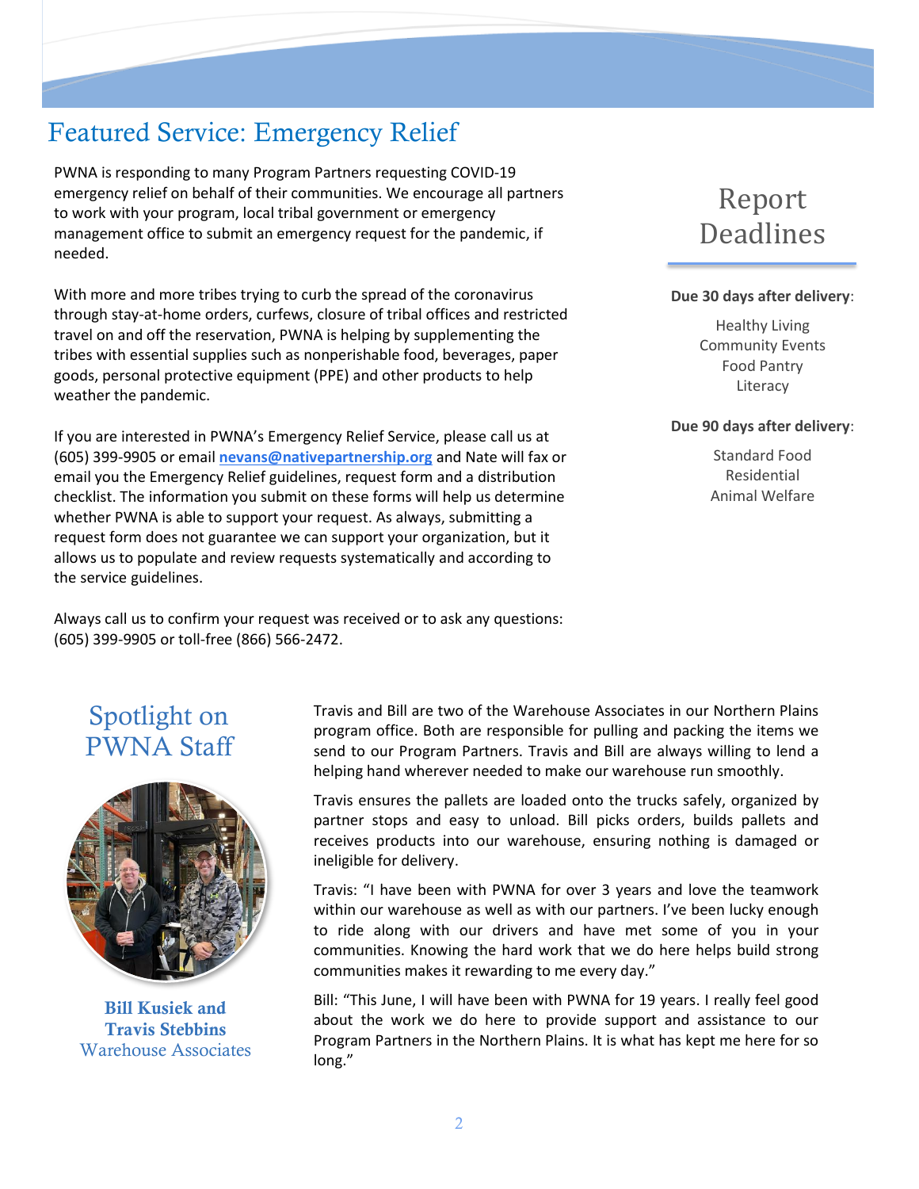## Featured Service: Emergency Relief

PWNA is responding to many Program Partners requesting COVID-19 emergency relief on behalf of their communities. We encourage all partners to work with your program, local tribal government or emergency management office to submit an emergency request for the pandemic, if needed.

With more and more tribes trying to curb the spread of the coronavirus through stay-at-home orders, curfews, closure of tribal offices and restricted travel on and off the reservation, PWNA is helping by supplementing the tribes with essential supplies such as nonperishable food, beverages, paper goods, personal protective equipment (PPE) and other products to help weather the pandemic.

If you are interested in PWNA's Emergency Relief Service, please call us at (605) 399-9905 or email **nevans@nativepartnership.org** and Nate will fax or email you the Emergency Relief guidelines, request form and a distribution checklist. The information you submit on these forms will help us determine whether PWNA is able to support your request. As always, submitting a request form does not guarantee we can support your organization, but it allows us to populate and review requests systematically and according to the service guidelines.

Always call us to confirm your request was received or to ask any questions: (605) 399-9905 or toll-free (866) 566-2472.

## Report Deadlines

**Due 30 days after delivery**:

Healthy Living
Community Events
Food Pantry
Literacy

**Due 90 days after delivery**:

Standard Food
Residential
Animal Welfare

## Spotlight on PWNA Staff

**Bill Kusiek and Travis Stebbins**
Warehouse Associates

Travis and Bill are two of the Warehouse Associates in our Northern Plains program office. Both are responsible for pulling and packing the items we send to our Program Partners. Travis and Bill are always willing to lend a helping hand wherever needed to make our warehouse run smoothly.

Travis ensures the pallets are loaded onto the trucks safely, organized by partner stops and easy to unload. Bill picks orders, builds pallets and receives products into our warehouse, ensuring nothing is damaged or ineligible for delivery.

Travis: "I have been with PWNA for over 3 years and love the teamwork within our warehouse as well as with our partners. I've been lucky enough to ride along with our drivers and have met some of you in your communities. Knowing the hard work that we do here helps build strong communities makes it rewarding to me every day."

Bill: "This June, I will have been with PWNA for 19 years. I really feel good about the work we do here to provide support and assistance to our Program Partners in the Northern Plains. It is what has kept me here for so long."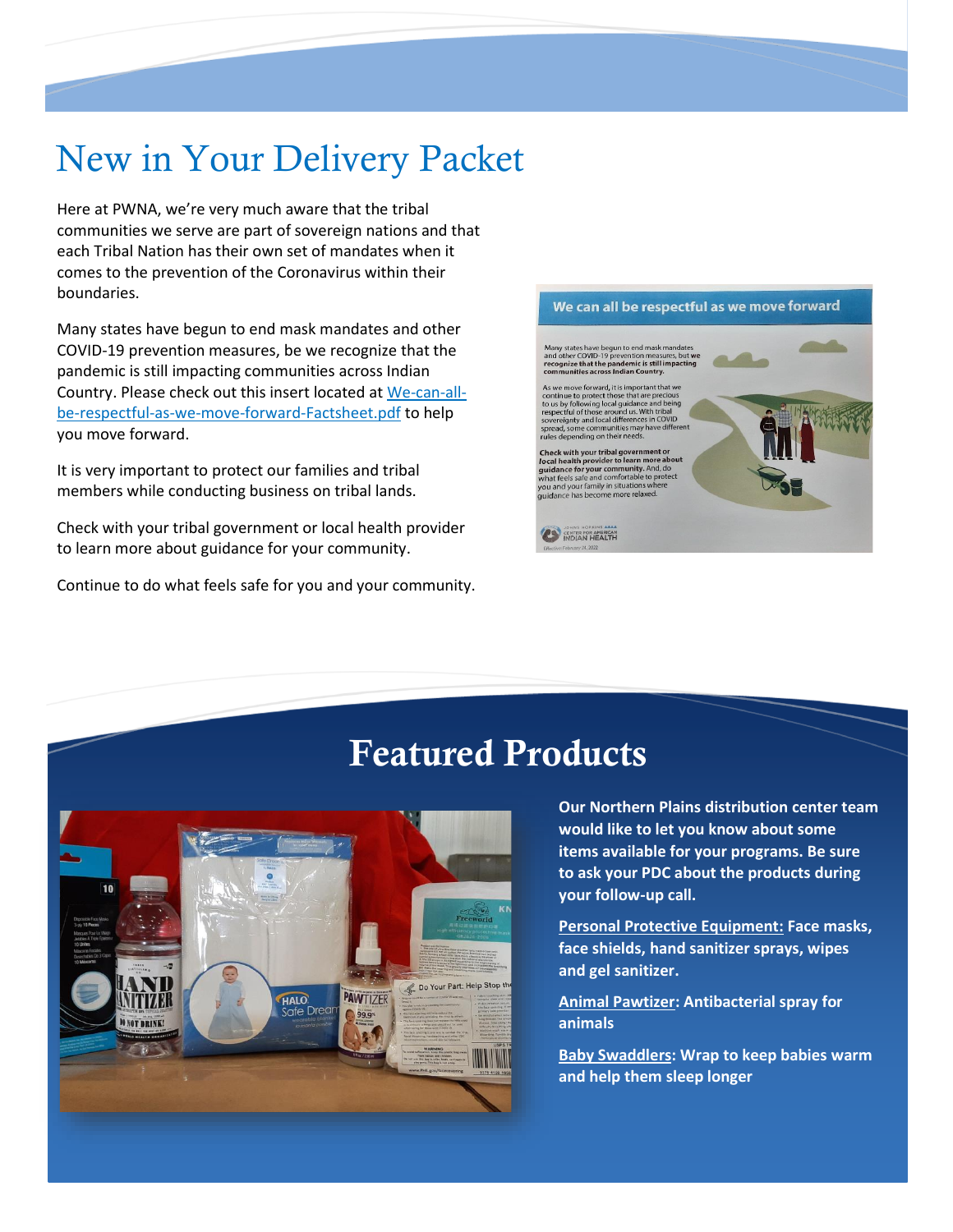# New in Your Delivery Packet

Here at PWNA, we're very much aware that the tribal communities we serve are part of sovereign nations and that each Tribal Nation has their own set of mandates when it comes to the prevention of the Coronavirus within their boundaries.

Many states have begun to end mask mandates and other COVID-19 prevention measures, be we recognize that the pandemic is still impacting communities across Indian Country. Please check out this insert located at [We-can-all-be-respectful-as-we-move-forward-Factsheet.pdf](We-can-all-be-respectful-as-we-move-forward-Factsheet.pdf) to help you move forward.

It is very important to protect our families and tribal members while conducting business on tribal lands.

Check with your tribal government or local health provider to learn more about guidance for your community.

Continue to do what feels safe for you and your community.

# Featured Products

**Our Northern Plains distribution center team would like to let you know about some items available for your programs. Be sure to ask your PDC about the products during your follow-up call.**

**Personal Protective Equipment: Face masks, face shields, hand sanitizer sprays, wipes and gel sanitizer.**

**Animal Pawtizer: Antibacterial spray for animals**

**Baby Swaddlers: Wrap to keep babies warm and help them sleep longer**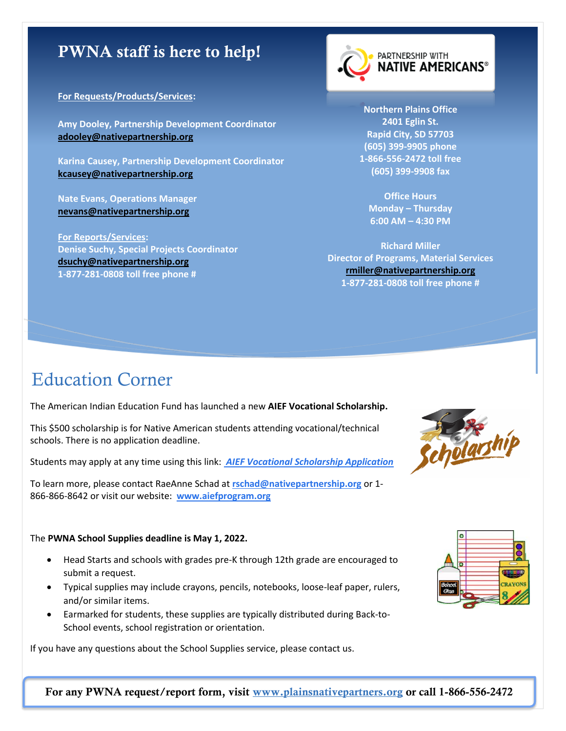## PWNA staff is here to help!

**For Requests/Products/Services:**

**Amy Dooley, Partnership Development Coordinator**
**adooley@nativepartnership.org**

**Karina Causey, Partnership Development Coordinator**
**kcausey@nativepartnership.org**

**Nate Evans, Operations Manager**
**nevans@nativepartnership.org**

**For Reports/Services:**
**Denise Suchy, Special Projects Coordinator**
**dsuchy@nativepartnership.org**
**1-877-281-0808 toll free phone #**

PARTNERSHIP WITH NATIVE AMERICANS®

**Northern Plains Office**
**2401 Eglin St.**
**Rapid City, SD 57703**
**(605) 399-9905 phone**
**1-866-556-2472 toll free**
**(605) 399-9908 fax**

**Office Hours**
**Monday – Thursday**
**6:00 AM – 4:30 PM**

**Richard Miller**
**Director of Programs, Material Services**
**rmiller@nativepartnership.org**
**1-877-281-0808 toll free phone #**

# Education Corner

The American Indian Education Fund has launched a new **AIEF Vocational Scholarship.**

This $500 scholarship is for Native American students attending vocational/technical schools. There is no application deadline.

Students may apply at any time using this link: ***AIEF Vocational Scholarship Application***

To learn more, please contact RaeAnne Schad at **rschad@nativepartnership.org** or 1-866-866-8642 or visit our website: **www.aiefprogram.org**

The **PWNA School Supplies deadline is May 1, 2022.**

- Head Starts and schools with grades pre-K through 12th grade are encouraged to submit a request.
- Typical supplies may include crayons, pencils, notebooks, loose-leaf paper, rulers, and/or similar items.
- Earmarked for students, these supplies are typically distributed during Back-to-School events, school registration or orientation.

If you have any questions about the School Supplies service, please contact us.

**For any PWNA request/report form, visit www.plainsnativepartners.org or call 1-866-556-2472**